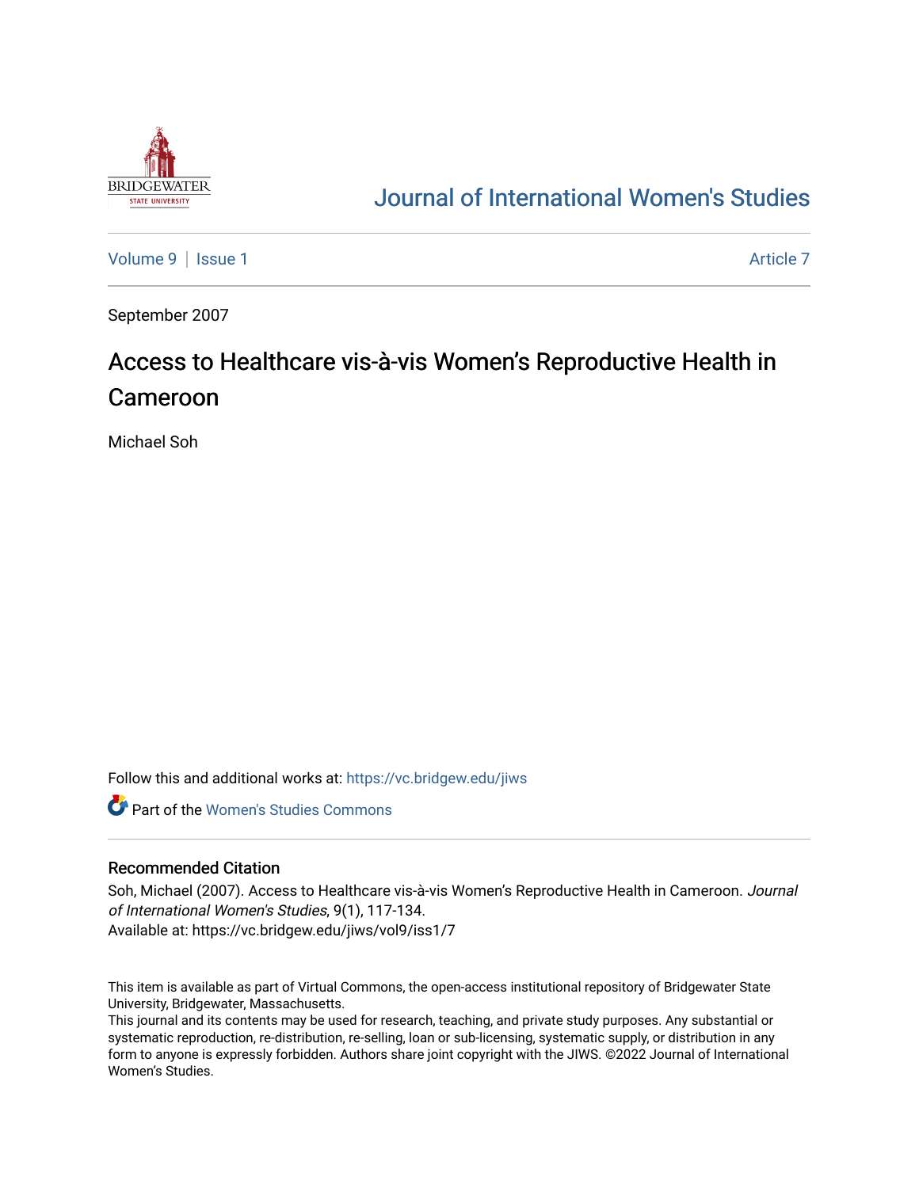# Journal of International Women's Studies

Volume 9 | Issue 1 Article 7

September 2007

## Access to Healthcare vis-à-vis Women's Reproductive Health in Cameroon

Michael Soh

Follow this and additional works at: https://vc.bridgew.edu/jiws

Part of the Women's Studies Commons

### Recommended Citation

Soh, Michael (2007). Access to Healthcare vis-à-vis Women's Reproductive Health in Cameroon. *Journal of International Women's Studies*, 9(1), 117-134.
Available at: https://vc.bridgew.edu/jiws/vol9/iss1/7

This item is available as part of Virtual Commons, the open-access institutional repository of Bridgewater State University, Bridgewater, Massachusetts.
This journal and its contents may be used for research, teaching, and private study purposes. Any substantial or systematic reproduction, re-distribution, re-selling, loan or sub-licensing, systematic supply, or distribution in any form to anyone is expressly forbidden. Authors share joint copyright with the JIWS. ©2022 Journal of International Women's Studies.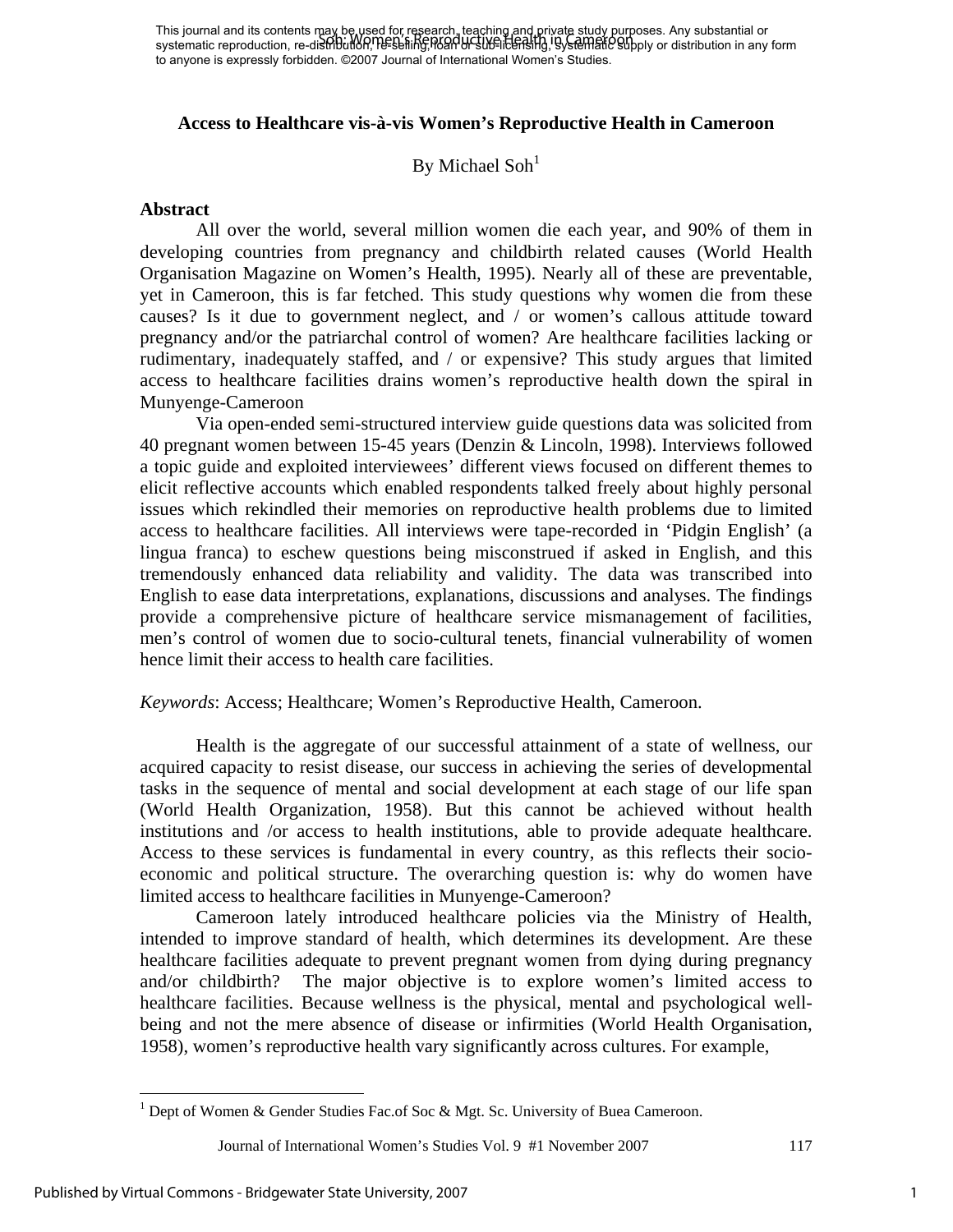# Access to Healthcare vis-à-vis Women's Reproductive Health in Cameroon

By Michael Soh[1]

## Abstract

All over the world, several million women die each year, and 90% of them in developing countries from pregnancy and childbirth related causes (World Health Organisation Magazine on Women's Health, 1995). Nearly all of these are preventable, yet in Cameroon, this is far fetched. This study questions why women die from these causes? Is it due to government neglect, and / or women's callous attitude toward pregnancy and/or the patriarchal control of women? Are healthcare facilities lacking or rudimentary, inadequately staffed, and / or expensive? This study argues that limited access to healthcare facilities drains women's reproductive health down the spiral in Munyenge-Cameroon

Via open-ended semi-structured interview guide questions data was solicited from 40 pregnant women between 15-45 years (Denzin & Lincoln, 1998). Interviews followed a topic guide and exploited interviewees' different views focused on different themes to elicit reflective accounts which enabled respondents talked freely about highly personal issues which rekindled their memories on reproductive health problems due to limited access to healthcare facilities. All interviews were tape-recorded in 'Pidgin English' (a lingua franca) to eschew questions being misconstrued if asked in English, and this tremendously enhanced data reliability and validity. The data was transcribed into English to ease data interpretations, explanations, discussions and analyses. The findings provide a comprehensive picture of healthcare service mismanagement of facilities, men's control of women due to socio-cultural tenets, financial vulnerability of women hence limit their access to health care facilities.

*Keywords*: Access; Healthcare; Women's Reproductive Health, Cameroon.

Health is the aggregate of our successful attainment of a state of wellness, our acquired capacity to resist disease, our success in achieving the series of developmental tasks in the sequence of mental and social development at each stage of our life span (World Health Organization, 1958). But this cannot be achieved without health institutions and /or access to health institutions, able to provide adequate healthcare. Access to these services is fundamental in every country, as this reflects their socio-economic and political structure. The overarching question is: why do women have limited access to healthcare facilities in Munyenge-Cameroon?

Cameroon lately introduced healthcare policies via the Ministry of Health, intended to improve standard of health, which determines its development. Are these healthcare facilities adequate to prevent pregnant women from dying during pregnancy and/or childbirth? The major objective is to explore women's limited access to healthcare facilities. Because wellness is the physical, mental and psychological well-being and not the mere absence of disease or infirmities (World Health Organisation, 1958), women's reproductive health vary significantly across cultures. For example,

[1] Dept of Women & Gender Studies Fac.of Soc & Mgt. Sc. University of Buea Cameroon.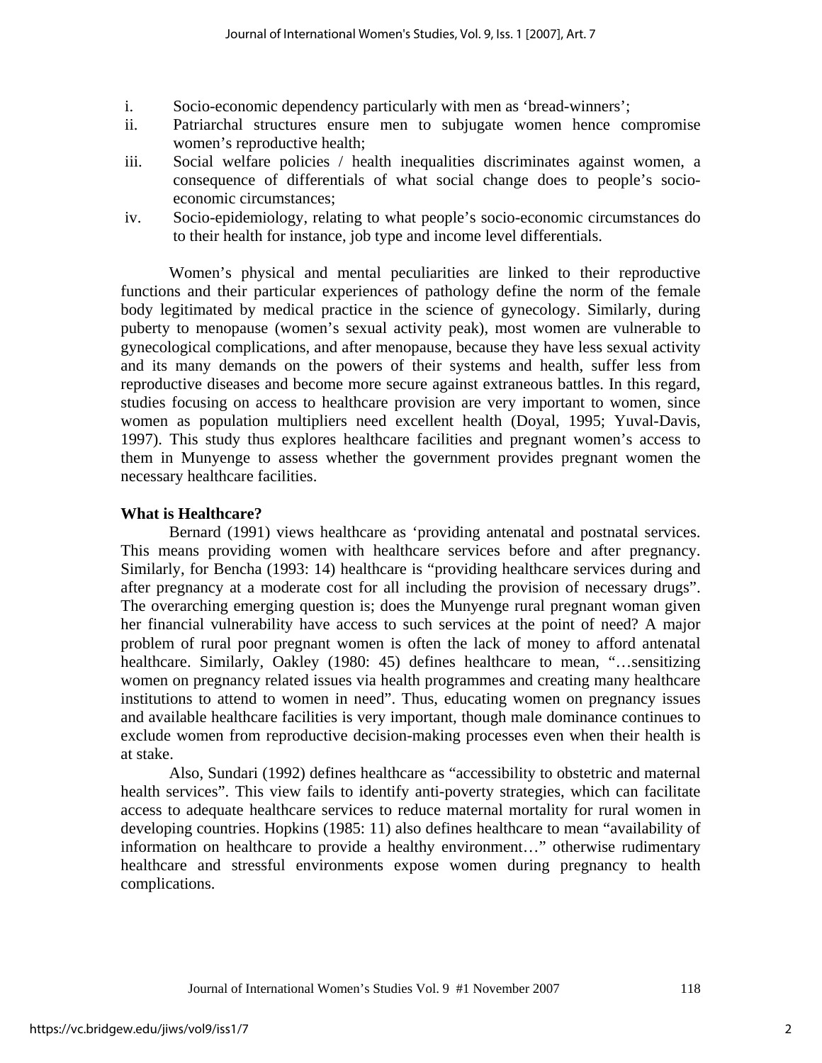i. Socio-economic dependency particularly with men as 'bread-winners';
ii. Patriarchal structures ensure men to subjugate women hence compromise women's reproductive health;
iii. Social welfare policies / health inequalities discriminates against women, a consequence of differentials of what social change does to people's socio-economic circumstances;
iv. Socio-epidemiology, relating to what people's socio-economic circumstances do to their health for instance, job type and income level differentials.

Women's physical and mental peculiarities are linked to their reproductive functions and their particular experiences of pathology define the norm of the female body legitimated by medical practice in the science of gynecology. Similarly, during puberty to menopause (women's sexual activity peak), most women are vulnerable to gynecological complications, and after menopause, because they have less sexual activity and its many demands on the powers of their systems and health, suffer less from reproductive diseases and become more secure against extraneous battles. In this regard, studies focusing on access to healthcare provision are very important to women, since women as population multipliers need excellent health (Doyal, 1995; Yuval-Davis, 1997). This study thus explores healthcare facilities and pregnant women's access to them in Munyenge to assess whether the government provides pregnant women the necessary healthcare facilities.

## What is Healthcare?

Bernard (1991) views healthcare as 'providing antenatal and postnatal services. This means providing women with healthcare services before and after pregnancy. Similarly, for Bencha (1993: 14) healthcare is "providing healthcare services during and after pregnancy at a moderate cost for all including the provision of necessary drugs". The overarching emerging question is; does the Munyenge rural pregnant woman given her financial vulnerability have access to such services at the point of need? A major problem of rural poor pregnant women is often the lack of money to afford antenatal healthcare. Similarly, Oakley (1980: 45) defines healthcare to mean, "…sensitizing women on pregnancy related issues via health programmes and creating many healthcare institutions to attend to women in need". Thus, educating women on pregnancy issues and available healthcare facilities is very important, though male dominance continues to exclude women from reproductive decision-making processes even when their health is at stake.

Also, Sundari (1992) defines healthcare as "accessibility to obstetric and maternal health services". This view fails to identify anti-poverty strategies, which can facilitate access to adequate healthcare services to reduce maternal mortality for rural women in developing countries. Hopkins (1985: 11) also defines healthcare to mean "availability of information on healthcare to provide a healthy environment…" otherwise rudimentary healthcare and stressful environments expose women during pregnancy to health complications.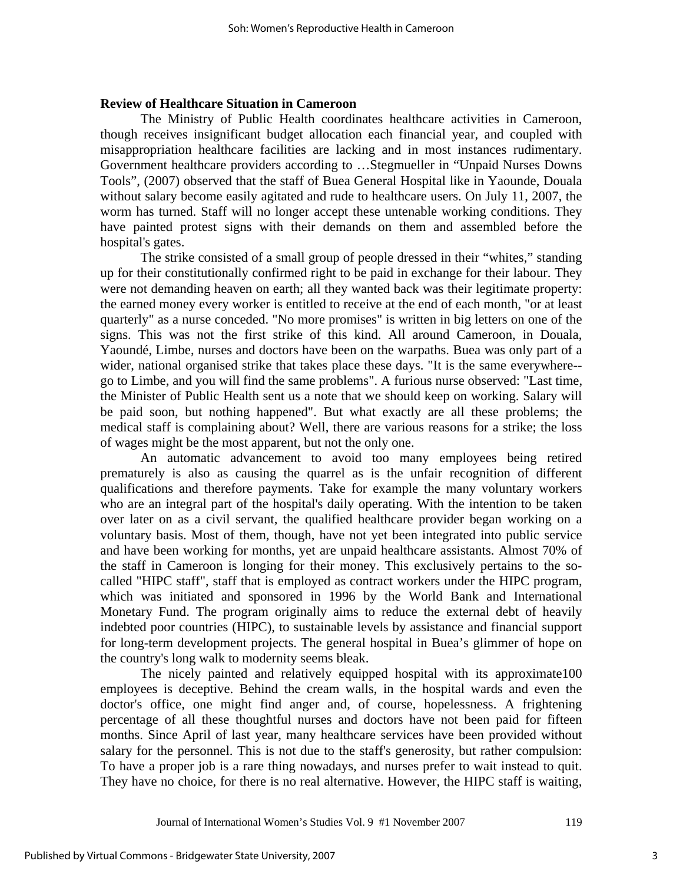**Review of Healthcare Situation in Cameroon**

The Ministry of Public Health coordinates healthcare activities in Cameroon, though receives insignificant budget allocation each financial year, and coupled with misappropriation healthcare facilities are lacking and in most instances rudimentary. Government healthcare providers according to …Stegmueller in "Unpaid Nurses Downs Tools", (2007) observed that the staff of Buea General Hospital like in Yaounde, Douala without salary become easily agitated and rude to healthcare users. On July 11, 2007, the worm has turned. Staff will no longer accept these untenable working conditions. They have painted protest signs with their demands on them and assembled before the hospital's gates.

The strike consisted of a small group of people dressed in their "whites," standing up for their constitutionally confirmed right to be paid in exchange for their labour. They were not demanding heaven on earth; all they wanted back was their legitimate property: the earned money every worker is entitled to receive at the end of each month, "or at least quarterly" as a nurse conceded. "No more promises" is written in big letters on one of the signs. This was not the first strike of this kind. All around Cameroon, in Douala, Yaoundé, Limbe, nurses and doctors have been on the warpaths. Buea was only part of a wider, national organised strike that takes place these days. "It is the same everywhere--go to Limbe, and you will find the same problems". A furious nurse observed: "Last time, the Minister of Public Health sent us a note that we should keep on working. Salary will be paid soon, but nothing happened". But what exactly are all these problems; the medical staff is complaining about? Well, there are various reasons for a strike; the loss of wages might be the most apparent, but not the only one.

An automatic advancement to avoid too many employees being retired prematurely is also as causing the quarrel as is the unfair recognition of different qualifications and therefore payments. Take for example the many voluntary workers who are an integral part of the hospital's daily operating. With the intention to be taken over later on as a civil servant, the qualified healthcare provider began working on a voluntary basis. Most of them, though, have not yet been integrated into public service and have been working for months, yet are unpaid healthcare assistants. Almost 70% of the staff in Cameroon is longing for their money. This exclusively pertains to the so-called "HIPC staff", staff that is employed as contract workers under the HIPC program, which was initiated and sponsored in 1996 by the World Bank and International Monetary Fund. The program originally aims to reduce the external debt of heavily indebted poor countries (HIPC), to sustainable levels by assistance and financial support for long-term development projects. The general hospital in Buea's glimmer of hope on the country's long walk to modernity seems bleak.

The nicely painted and relatively equipped hospital with its approximate100 employees is deceptive. Behind the cream walls, in the hospital wards and even the doctor's office, one might find anger and, of course, hopelessness. A frightening percentage of all these thoughtful nurses and doctors have not been paid for fifteen months. Since April of last year, many healthcare services have been provided without salary for the personnel. This is not due to the staff's generosity, but rather compulsion: To have a proper job is a rare thing nowadays, and nurses prefer to wait instead to quit. They have no choice, for there is no real alternative. However, the HIPC staff is waiting,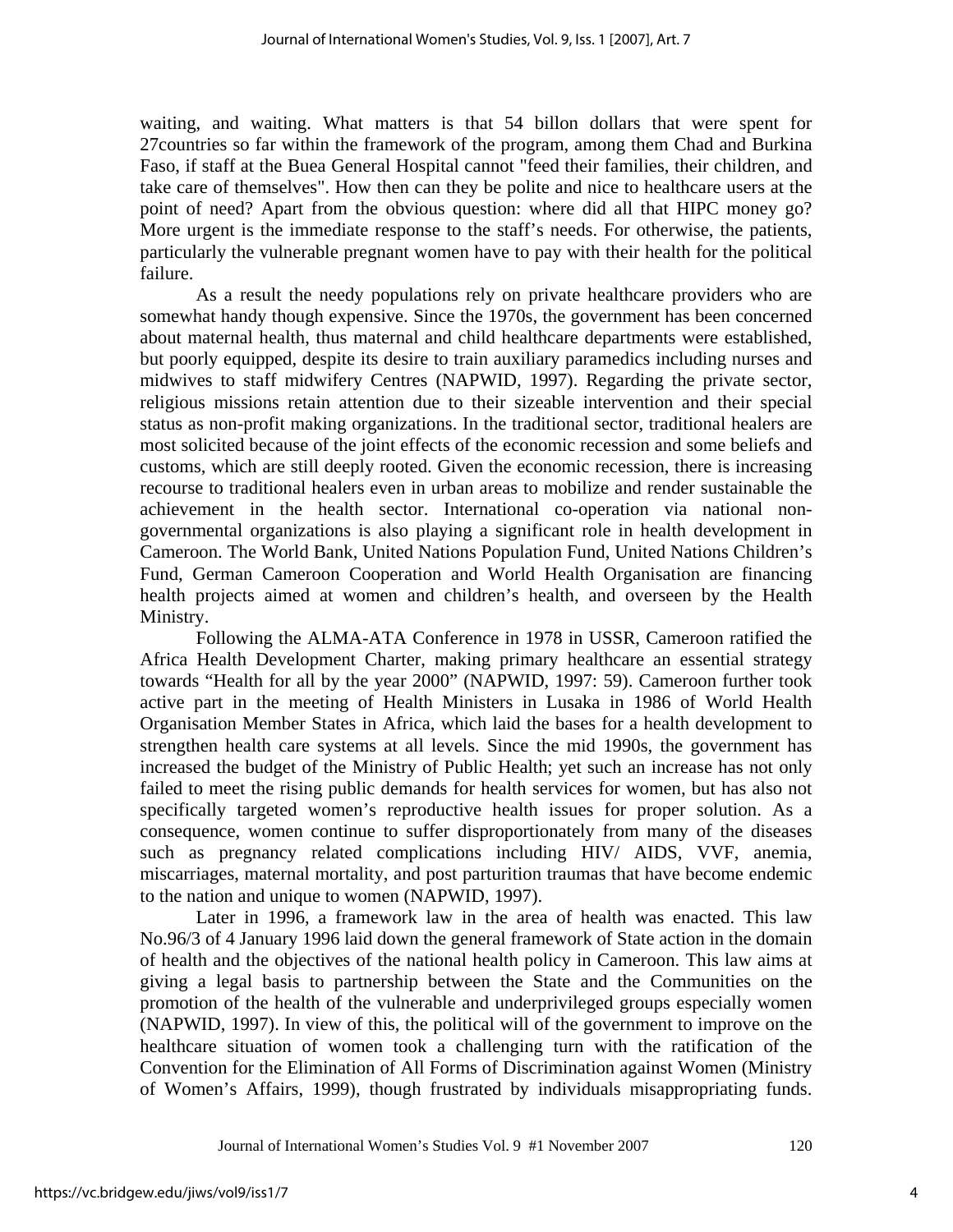waiting, and waiting. What matters is that 54 billon dollars that were spent for 27countries so far within the framework of the program, among them Chad and Burkina Faso, if staff at the Buea General Hospital cannot "feed their families, their children, and take care of themselves". How then can they be polite and nice to healthcare users at the point of need? Apart from the obvious question: where did all that HIPC money go? More urgent is the immediate response to the staff's needs. For otherwise, the patients, particularly the vulnerable pregnant women have to pay with their health for the political failure.

As a result the needy populations rely on private healthcare providers who are somewhat handy though expensive. Since the 1970s, the government has been concerned about maternal health, thus maternal and child healthcare departments were established, but poorly equipped, despite its desire to train auxiliary paramedics including nurses and midwives to staff midwifery Centres (NAPWID, 1997). Regarding the private sector, religious missions retain attention due to their sizeable intervention and their special status as non-profit making organizations. In the traditional sector, traditional healers are most solicited because of the joint effects of the economic recession and some beliefs and customs, which are still deeply rooted. Given the economic recession, there is increasing recourse to traditional healers even in urban areas to mobilize and render sustainable the achievement in the health sector. International co-operation via national non-governmental organizations is also playing a significant role in health development in Cameroon. The World Bank, United Nations Population Fund, United Nations Children's Fund, German Cameroon Cooperation and World Health Organisation are financing health projects aimed at women and children's health, and overseen by the Health Ministry.

Following the ALMA-ATA Conference in 1978 in USSR, Cameroon ratified the Africa Health Development Charter, making primary healthcare an essential strategy towards "Health for all by the year 2000" (NAPWID, 1997: 59). Cameroon further took active part in the meeting of Health Ministers in Lusaka in 1986 of World Health Organisation Member States in Africa, which laid the bases for a health development to strengthen health care systems at all levels. Since the mid 1990s, the government has increased the budget of the Ministry of Public Health; yet such an increase has not only failed to meet the rising public demands for health services for women, but has also not specifically targeted women's reproductive health issues for proper solution. As a consequence, women continue to suffer disproportionately from many of the diseases such as pregnancy related complications including HIV/ AIDS, VVF, anemia, miscarriages, maternal mortality, and post parturition traumas that have become endemic to the nation and unique to women (NAPWID, 1997).

Later in 1996, a framework law in the area of health was enacted. This law No.96/3 of 4 January 1996 laid down the general framework of State action in the domain of health and the objectives of the national health policy in Cameroon. This law aims at giving a legal basis to partnership between the State and the Communities on the promotion of the health of the vulnerable and underprivileged groups especially women (NAPWID, 1997). In view of this, the political will of the government to improve on the healthcare situation of women took a challenging turn with the ratification of the Convention for the Elimination of All Forms of Discrimination against Women (Ministry of Women's Affairs, 1999), though frustrated by individuals misappropriating funds.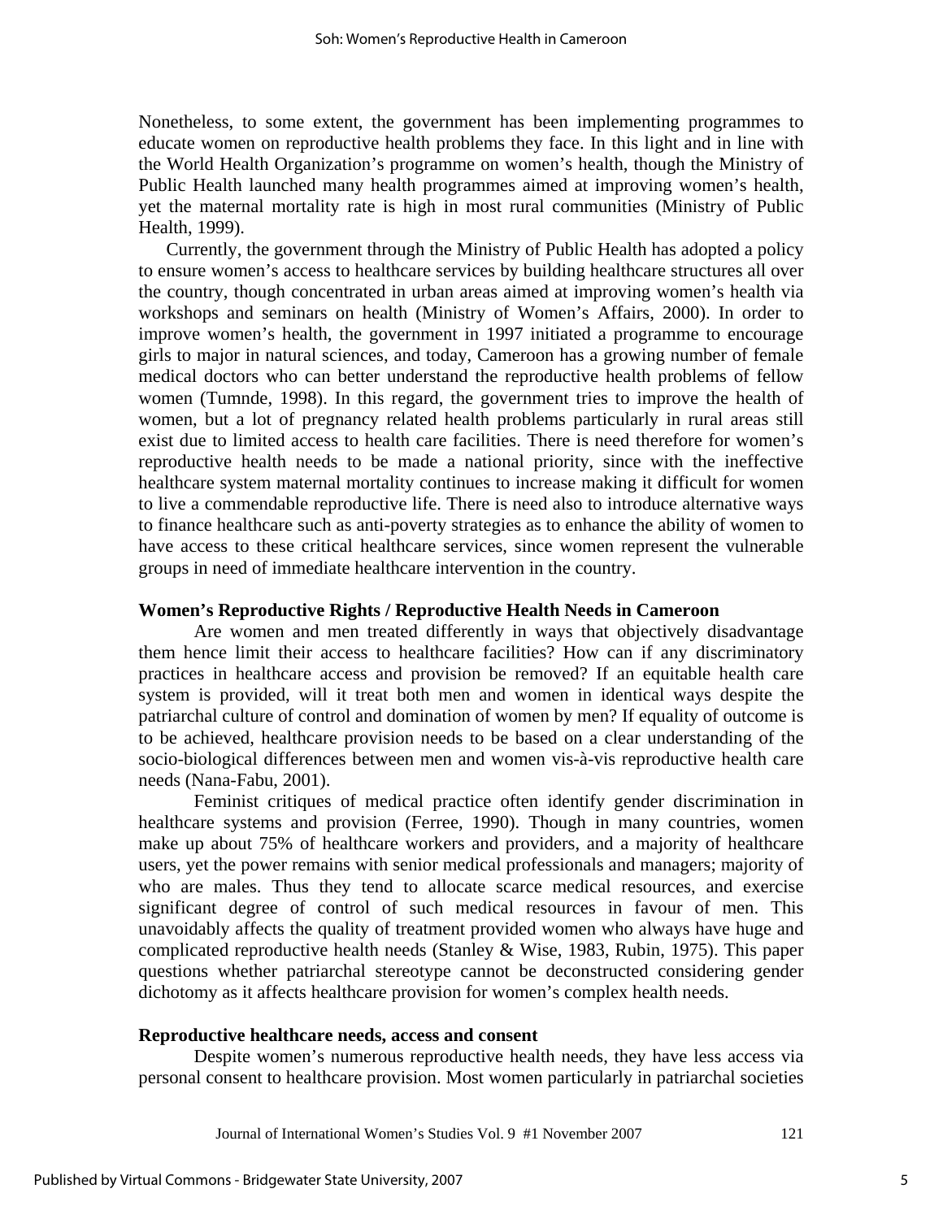Nonetheless, to some extent, the government has been implementing programmes to educate women on reproductive health problems they face. In this light and in line with the World Health Organization's programme on women's health, though the Ministry of Public Health launched many health programmes aimed at improving women's health, yet the maternal mortality rate is high in most rural communities (Ministry of Public Health, 1999).

Currently, the government through the Ministry of Public Health has adopted a policy to ensure women's access to healthcare services by building healthcare structures all over the country, though concentrated in urban areas aimed at improving women's health via workshops and seminars on health (Ministry of Women's Affairs, 2000). In order to improve women's health, the government in 1997 initiated a programme to encourage girls to major in natural sciences, and today, Cameroon has a growing number of female medical doctors who can better understand the reproductive health problems of fellow women (Tumnde, 1998). In this regard, the government tries to improve the health of women, but a lot of pregnancy related health problems particularly in rural areas still exist due to limited access to health care facilities. There is need therefore for women's reproductive health needs to be made a national priority, since with the ineffective healthcare system maternal mortality continues to increase making it difficult for women to live a commendable reproductive life. There is need also to introduce alternative ways to finance healthcare such as anti-poverty strategies as to enhance the ability of women to have access to these critical healthcare services, since women represent the vulnerable groups in need of immediate healthcare intervention in the country.

### Women's Reproductive Rights / Reproductive Health Needs in Cameroon

Are women and men treated differently in ways that objectively disadvantage them hence limit their access to healthcare facilities? How can if any discriminatory practices in healthcare access and provision be removed? If an equitable health care system is provided, will it treat both men and women in identical ways despite the patriarchal culture of control and domination of women by men? If equality of outcome is to be achieved, healthcare provision needs to be based on a clear understanding of the socio-biological differences between men and women vis-à-vis reproductive health care needs (Nana-Fabu, 2001).

Feminist critiques of medical practice often identify gender discrimination in healthcare systems and provision (Ferree, 1990). Though in many countries, women make up about 75% of healthcare workers and providers, and a majority of healthcare users, yet the power remains with senior medical professionals and managers; majority of who are males. Thus they tend to allocate scarce medical resources, and exercise significant degree of control of such medical resources in favour of men. This unavoidably affects the quality of treatment provided women who always have huge and complicated reproductive health needs (Stanley & Wise, 1983, Rubin, 1975). This paper questions whether patriarchal stereotype cannot be deconstructed considering gender dichotomy as it affects healthcare provision for women's complex health needs.

### Reproductive healthcare needs, access and consent

Despite women's numerous reproductive health needs, they have less access via personal consent to healthcare provision. Most women particularly in patriarchal societies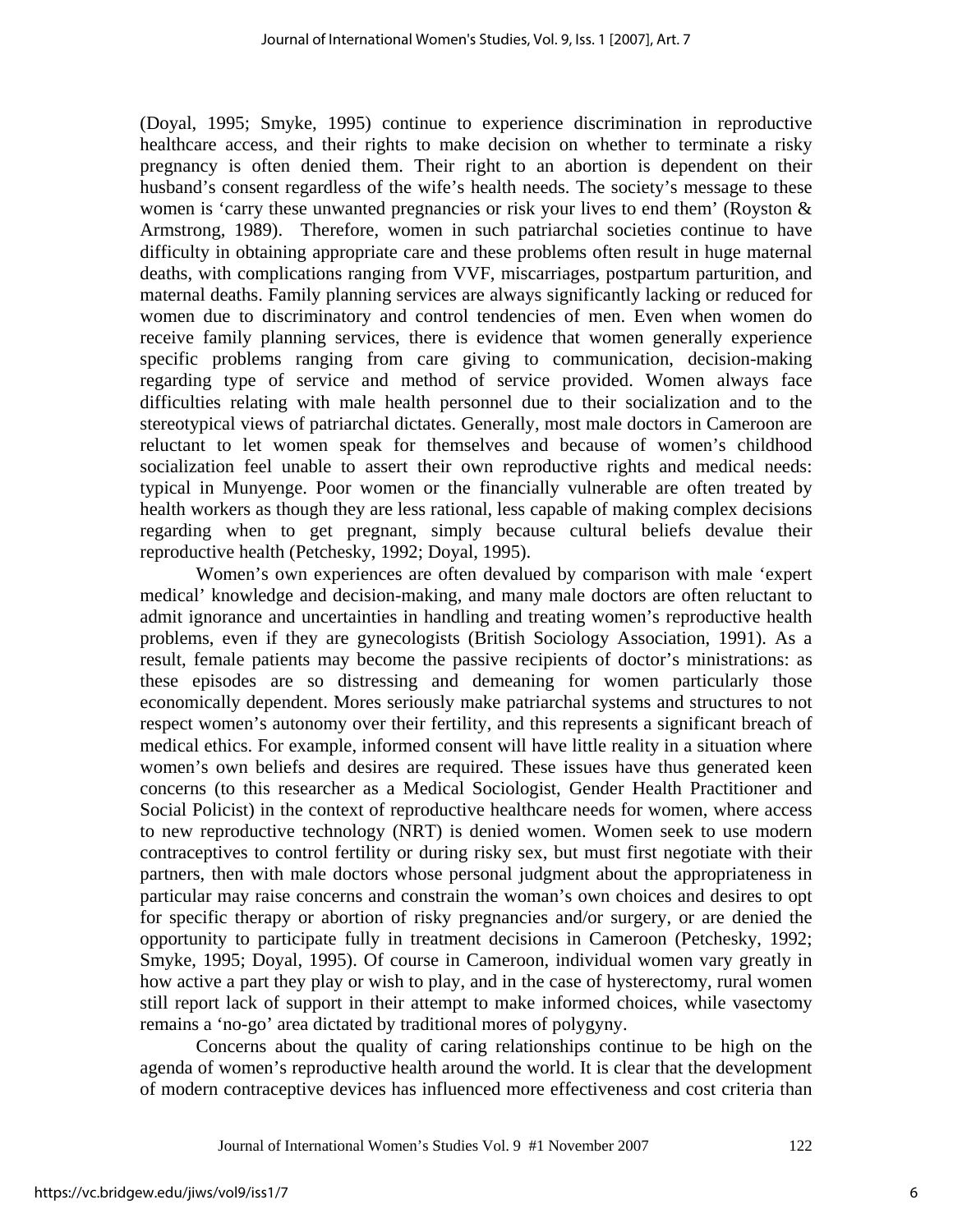(Doyal, 1995; Smyke, 1995) continue to experience discrimination in reproductive healthcare access, and their rights to make decision on whether to terminate a risky pregnancy is often denied them. Their right to an abortion is dependent on their husband's consent regardless of the wife's health needs. The society's message to these women is 'carry these unwanted pregnancies or risk your lives to end them' (Royston & Armstrong, 1989). Therefore, women in such patriarchal societies continue to have difficulty in obtaining appropriate care and these problems often result in huge maternal deaths, with complications ranging from VVF, miscarriages, postpartum parturition, and maternal deaths. Family planning services are always significantly lacking or reduced for women due to discriminatory and control tendencies of men. Even when women do receive family planning services, there is evidence that women generally experience specific problems ranging from care giving to communication, decision-making regarding type of service and method of service provided. Women always face difficulties relating with male health personnel due to their socialization and to the stereotypical views of patriarchal dictates. Generally, most male doctors in Cameroon are reluctant to let women speak for themselves and because of women's childhood socialization feel unable to assert their own reproductive rights and medical needs: typical in Munyenge. Poor women or the financially vulnerable are often treated by health workers as though they are less rational, less capable of making complex decisions regarding when to get pregnant, simply because cultural beliefs devalue their reproductive health (Petchesky, 1992; Doyal, 1995).

Women's own experiences are often devalued by comparison with male 'expert medical' knowledge and decision-making, and many male doctors are often reluctant to admit ignorance and uncertainties in handling and treating women's reproductive health problems, even if they are gynecologists (British Sociology Association, 1991). As a result, female patients may become the passive recipients of doctor's ministrations: as these episodes are so distressing and demeaning for women particularly those economically dependent. Mores seriously make patriarchal systems and structures to not respect women's autonomy over their fertility, and this represents a significant breach of medical ethics. For example, informed consent will have little reality in a situation where women's own beliefs and desires are required. These issues have thus generated keen concerns (to this researcher as a Medical Sociologist, Gender Health Practitioner and Social Policist) in the context of reproductive healthcare needs for women, where access to new reproductive technology (NRT) is denied women. Women seek to use modern contraceptives to control fertility or during risky sex, but must first negotiate with their partners, then with male doctors whose personal judgment about the appropriateness in particular may raise concerns and constrain the woman's own choices and desires to opt for specific therapy or abortion of risky pregnancies and/or surgery, or are denied the opportunity to participate fully in treatment decisions in Cameroon (Petchesky, 1992; Smyke, 1995; Doyal, 1995). Of course in Cameroon, individual women vary greatly in how active a part they play or wish to play, and in the case of hysterectomy, rural women still report lack of support in their attempt to make informed choices, while vasectomy remains a 'no-go' area dictated by traditional mores of polygyny.

Concerns about the quality of caring relationships continue to be high on the agenda of women's reproductive health around the world. It is clear that the development of modern contraceptive devices has influenced more effectiveness and cost criteria than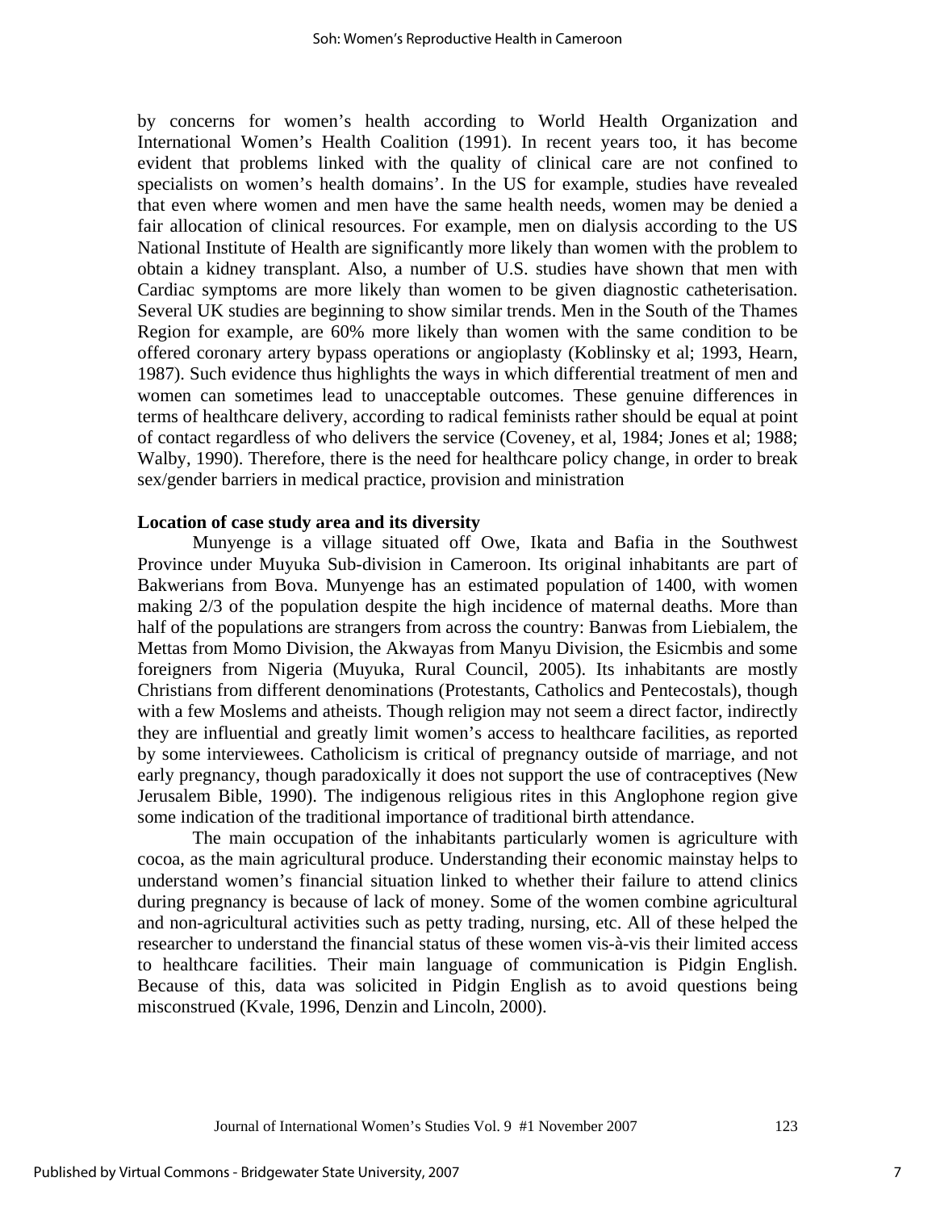by concerns for women's health according to World Health Organization and International Women's Health Coalition (1991). In recent years too, it has become evident that problems linked with the quality of clinical care are not confined to specialists on women's health domains'. In the US for example, studies have revealed that even where women and men have the same health needs, women may be denied a fair allocation of clinical resources. For example, men on dialysis according to the US National Institute of Health are significantly more likely than women with the problem to obtain a kidney transplant. Also, a number of U.S. studies have shown that men with Cardiac symptoms are more likely than women to be given diagnostic catheterisation. Several UK studies are beginning to show similar trends. Men in the South of the Thames Region for example, are 60% more likely than women with the same condition to be offered coronary artery bypass operations or angioplasty (Koblinsky et al; 1993, Hearn, 1987). Such evidence thus highlights the ways in which differential treatment of men and women can sometimes lead to unacceptable outcomes. These genuine differences in terms of healthcare delivery, according to radical feminists rather should be equal at point of contact regardless of who delivers the service (Coveney, et al, 1984; Jones et al; 1988; Walby, 1990). Therefore, there is the need for healthcare policy change, in order to break sex/gender barriers in medical practice, provision and ministration

**Location of case study area and its diversity**

Munyenge is a village situated off Owe, Ikata and Bafia in the Southwest Province under Muyuka Sub-division in Cameroon. Its original inhabitants are part of Bakwerians from Bova. Munyenge has an estimated population of 1400, with women making 2/3 of the population despite the high incidence of maternal deaths. More than half of the populations are strangers from across the country: Banwas from Liebialem, the Mettas from Momo Division, the Akwayas from Manyu Division, the Esicmbis and some foreigners from Nigeria (Muyuka, Rural Council, 2005). Its inhabitants are mostly Christians from different denominations (Protestants, Catholics and Pentecostals), though with a few Moslems and atheists. Though religion may not seem a direct factor, indirectly they are influential and greatly limit women's access to healthcare facilities, as reported by some interviewees. Catholicism is critical of pregnancy outside of marriage, and not early pregnancy, though paradoxically it does not support the use of contraceptives (New Jerusalem Bible, 1990). The indigenous religious rites in this Anglophone region give some indication of the traditional importance of traditional birth attendance.

The main occupation of the inhabitants particularly women is agriculture with cocoa, as the main agricultural produce. Understanding their economic mainstay helps to understand women's financial situation linked to whether their failure to attend clinics during pregnancy is because of lack of money. Some of the women combine agricultural and non-agricultural activities such as petty trading, nursing, etc. All of these helped the researcher to understand the financial status of these women vis-à-vis their limited access to healthcare facilities. Their main language of communication is Pidgin English. Because of this, data was solicited in Pidgin English as to avoid questions being misconstrued (Kvale, 1996, Denzin and Lincoln, 2000).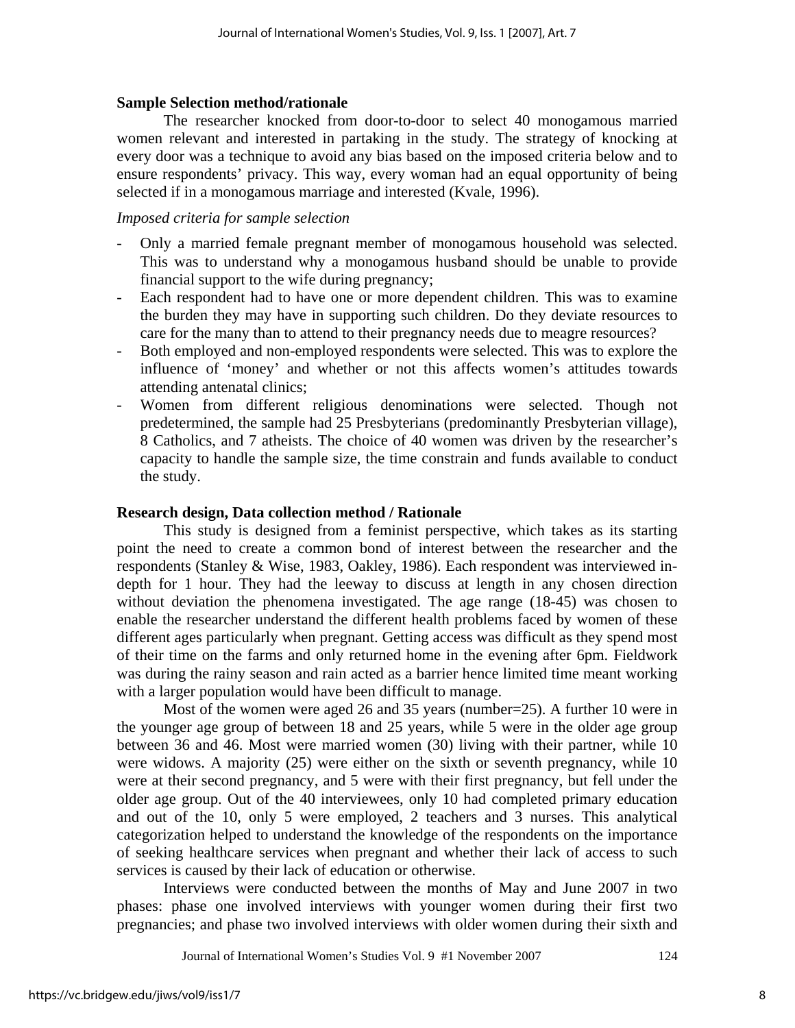**Sample Selection method/rationale**

The researcher knocked from door-to-door to select 40 monogamous married women relevant and interested in partaking in the study. The strategy of knocking at every door was a technique to avoid any bias based on the imposed criteria below and to ensure respondents' privacy. This way, every woman had an equal opportunity of being selected if in a monogamous marriage and interested (Kvale, 1996).

*Imposed criteria for sample selection*

- Only a married female pregnant member of monogamous household was selected. This was to understand why a monogamous husband should be unable to provide financial support to the wife during pregnancy;
- Each respondent had to have one or more dependent children. This was to examine the burden they may have in supporting such children. Do they deviate resources to care for the many than to attend to their pregnancy needs due to meagre resources?
- Both employed and non-employed respondents were selected. This was to explore the influence of 'money' and whether or not this affects women's attitudes towards attending antenatal clinics;
- Women from different religious denominations were selected. Though not predetermined, the sample had 25 Presbyterians (predominantly Presbyterian village), 8 Catholics, and 7 atheists. The choice of 40 women was driven by the researcher's capacity to handle the sample size, the time constrain and funds available to conduct the study.

**Research design, Data collection method / Rationale**

This study is designed from a feminist perspective, which takes as its starting point the need to create a common bond of interest between the researcher and the respondents (Stanley & Wise, 1983, Oakley, 1986). Each respondent was interviewed in-depth for 1 hour. They had the leeway to discuss at length in any chosen direction without deviation the phenomena investigated. The age range (18-45) was chosen to enable the researcher understand the different health problems faced by women of these different ages particularly when pregnant. Getting access was difficult as they spend most of their time on the farms and only returned home in the evening after 6pm. Fieldwork was during the rainy season and rain acted as a barrier hence limited time meant working with a larger population would have been difficult to manage.

Most of the women were aged 26 and 35 years (number=25). A further 10 were in the younger age group of between 18 and 25 years, while 5 were in the older age group between 36 and 46. Most were married women (30) living with their partner, while 10 were widows. A majority (25) were either on the sixth or seventh pregnancy, while 10 were at their second pregnancy, and 5 were with their first pregnancy, but fell under the older age group. Out of the 40 interviewees, only 10 had completed primary education and out of the 10, only 5 were employed, 2 teachers and 3 nurses. This analytical categorization helped to understand the knowledge of the respondents on the importance of seeking healthcare services when pregnant and whether their lack of access to such services is caused by their lack of education or otherwise.

Interviews were conducted between the months of May and June 2007 in two phases: phase one involved interviews with younger women during their first two pregnancies; and phase two involved interviews with older women during their sixth and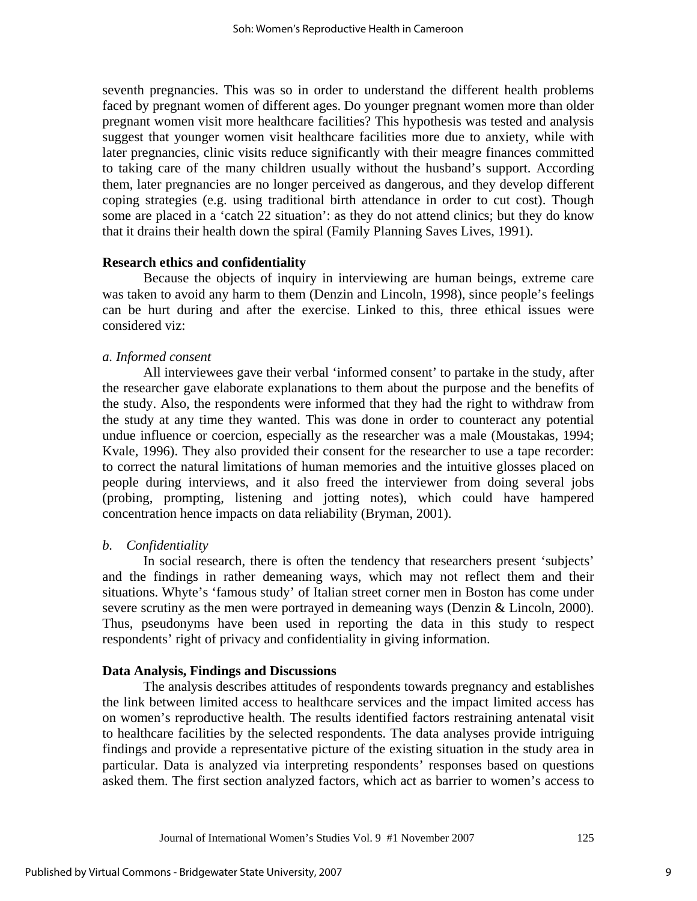seventh pregnancies. This was so in order to understand the different health problems faced by pregnant women of different ages. Do younger pregnant women more than older pregnant women visit more healthcare facilities? This hypothesis was tested and analysis suggest that younger women visit healthcare facilities more due to anxiety, while with later pregnancies, clinic visits reduce significantly with their meagre finances committed to taking care of the many children usually without the husband's support. According them, later pregnancies are no longer perceived as dangerous, and they develop different coping strategies (e.g. using traditional birth attendance in order to cut cost). Though some are placed in a 'catch 22 situation': as they do not attend clinics; but they do know that it drains their health down the spiral (Family Planning Saves Lives, 1991).

**Research ethics and confidentiality**

Because the objects of inquiry in interviewing are human beings, extreme care was taken to avoid any harm to them (Denzin and Lincoln, 1998), since people's feelings can be hurt during and after the exercise. Linked to this, three ethical issues were considered viz:

*a. Informed consent*

All interviewees gave their verbal 'informed consent' to partake in the study, after the researcher gave elaborate explanations to them about the purpose and the benefits of the study. Also, the respondents were informed that they had the right to withdraw from the study at any time they wanted. This was done in order to counteract any potential undue influence or coercion, especially as the researcher was a male (Moustakas, 1994; Kvale, 1996). They also provided their consent for the researcher to use a tape recorder: to correct the natural limitations of human memories and the intuitive glosses placed on people during interviews, and it also freed the interviewer from doing several jobs (probing, prompting, listening and jotting notes), which could have hampered concentration hence impacts on data reliability (Bryman, 2001).

*b. Confidentiality*

In social research, there is often the tendency that researchers present 'subjects' and the findings in rather demeaning ways, which may not reflect them and their situations. Whyte's 'famous study' of Italian street corner men in Boston has come under severe scrutiny as the men were portrayed in demeaning ways (Denzin & Lincoln, 2000). Thus, pseudonyms have been used in reporting the data in this study to respect respondents' right of privacy and confidentiality in giving information.

**Data Analysis, Findings and Discussions**

The analysis describes attitudes of respondents towards pregnancy and establishes the link between limited access to healthcare services and the impact limited access has on women's reproductive health. The results identified factors restraining antenatal visit to healthcare facilities by the selected respondents. The data analyses provide intriguing findings and provide a representative picture of the existing situation in the study area in particular. Data is analyzed via interpreting respondents' responses based on questions asked them. The first section analyzed factors, which act as barrier to women's access to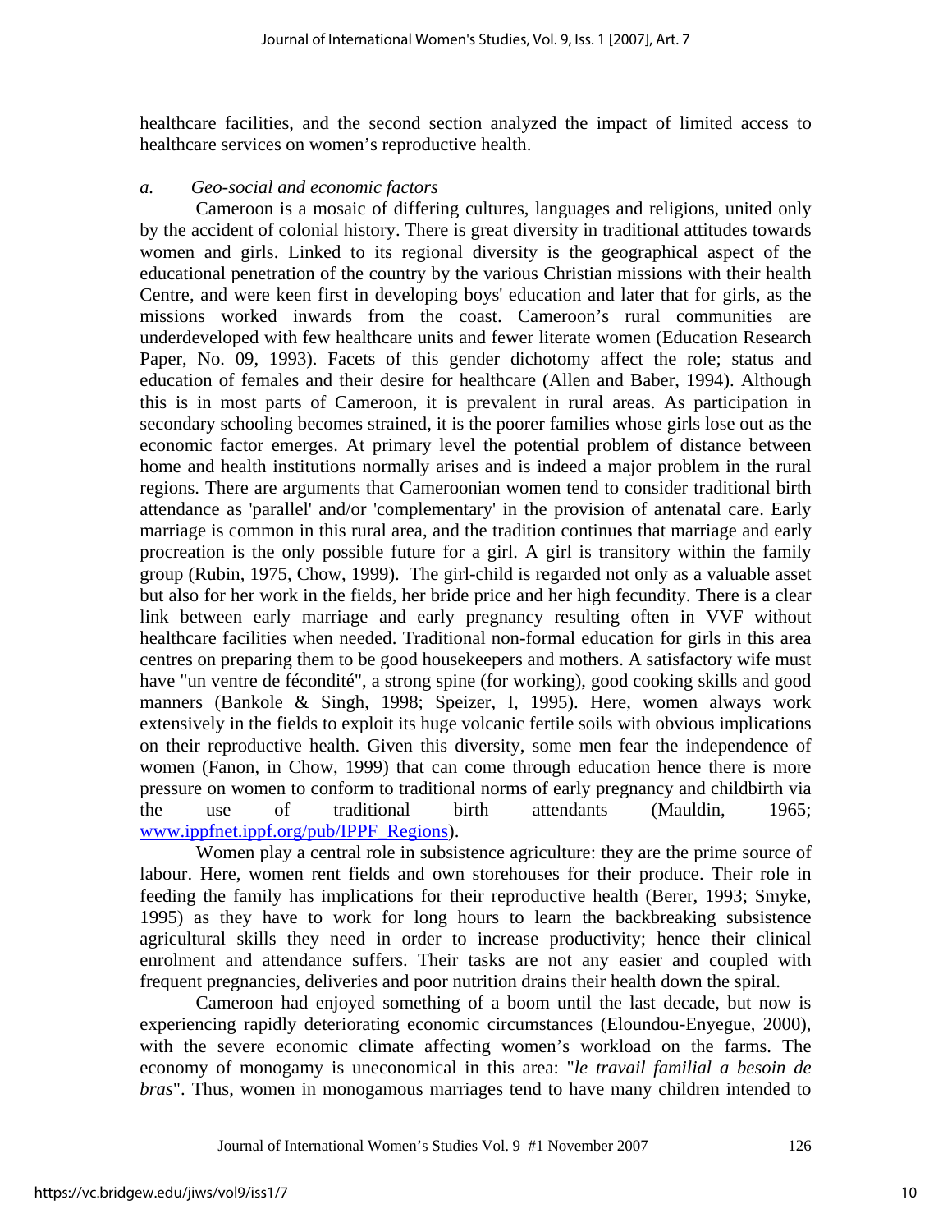healthcare facilities, and the second section analyzed the impact of limited access to healthcare services on women's reproductive health.

*a. Geo-social and economic factors*

Cameroon is a mosaic of differing cultures, languages and religions, united only by the accident of colonial history. There is great diversity in traditional attitudes towards women and girls. Linked to its regional diversity is the geographical aspect of the educational penetration of the country by the various Christian missions with their health Centre, and were keen first in developing boys' education and later that for girls, as the missions worked inwards from the coast. Cameroon's rural communities are underdeveloped with few healthcare units and fewer literate women (Education Research Paper, No. 09, 1993). Facets of this gender dichotomy affect the role; status and education of females and their desire for healthcare (Allen and Baber, 1994). Although this is in most parts of Cameroon, it is prevalent in rural areas. As participation in secondary schooling becomes strained, it is the poorer families whose girls lose out as the economic factor emerges. At primary level the potential problem of distance between home and health institutions normally arises and is indeed a major problem in the rural regions. There are arguments that Cameroonian women tend to consider traditional birth attendance as 'parallel' and/or 'complementary' in the provision of antenatal care. Early marriage is common in this rural area, and the tradition continues that marriage and early procreation is the only possible future for a girl. A girl is transitory within the family group (Rubin, 1975, Chow, 1999). The girl-child is regarded not only as a valuable asset but also for her work in the fields, her bride price and her high fecundity. There is a clear link between early marriage and early pregnancy resulting often in VVF without healthcare facilities when needed. Traditional non-formal education for girls in this area centres on preparing them to be good housekeepers and mothers. A satisfactory wife must have "un ventre de fécondité", a strong spine (for working), good cooking skills and good manners (Bankole & Singh, 1998; Speizer, I, 1995). Here, women always work extensively in the fields to exploit its huge volcanic fertile soils with obvious implications on their reproductive health. Given this diversity, some men fear the independence of women (Fanon, in Chow, 1999) that can come through education hence there is more pressure on women to conform to traditional norms of early pregnancy and childbirth via the use of traditional birth attendants (Mauldin, 1965; www.ippfnet.ippf.org/pub/IPPF_Regions).

Women play a central role in subsistence agriculture: they are the prime source of labour. Here, women rent fields and own storehouses for their produce. Their role in feeding the family has implications for their reproductive health (Berer, 1993; Smyke, 1995) as they have to work for long hours to learn the backbreaking subsistence agricultural skills they need in order to increase productivity; hence their clinical enrolment and attendance suffers. Their tasks are not any easier and coupled with frequent pregnancies, deliveries and poor nutrition drains their health down the spiral.

Cameroon had enjoyed something of a boom until the last decade, but now is experiencing rapidly deteriorating economic circumstances (Eloundou-Enyegue, 2000), with the severe economic climate affecting women's workload on the farms. The economy of monogamy is uneconomical in this area: "*le travail familial a besoin de bras*". Thus, women in monogamous marriages tend to have many children intended to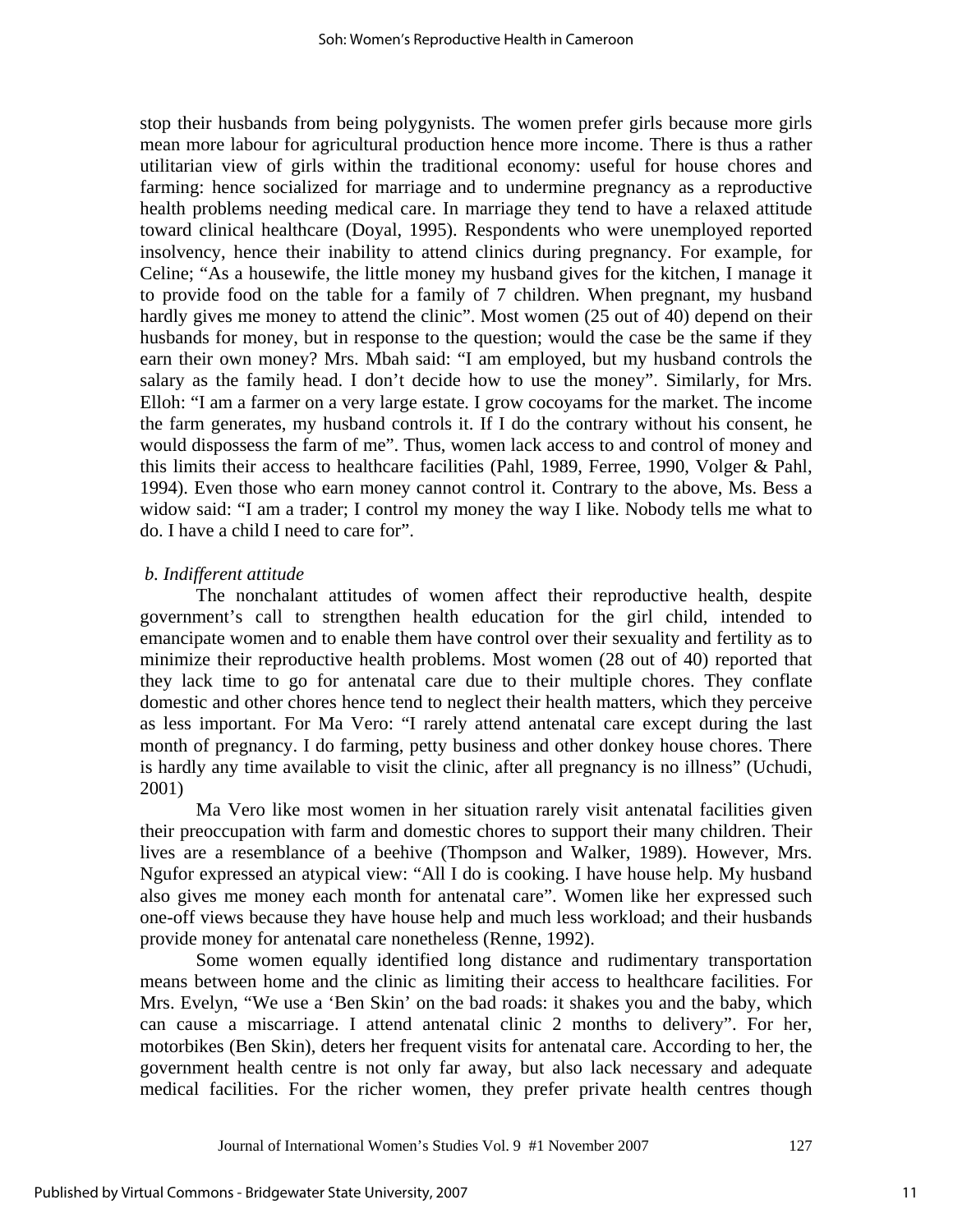stop their husbands from being polygynists. The women prefer girls because more girls mean more labour for agricultural production hence more income. There is thus a rather utilitarian view of girls within the traditional economy: useful for house chores and farming: hence socialized for marriage and to undermine pregnancy as a reproductive health problems needing medical care. In marriage they tend to have a relaxed attitude toward clinical healthcare (Doyal, 1995). Respondents who were unemployed reported insolvency, hence their inability to attend clinics during pregnancy. For example, for Celine; "As a housewife, the little money my husband gives for the kitchen, I manage it to provide food on the table for a family of 7 children. When pregnant, my husband hardly gives me money to attend the clinic". Most women (25 out of 40) depend on their husbands for money, but in response to the question; would the case be the same if they earn their own money? Mrs. Mbah said: "I am employed, but my husband controls the salary as the family head. I don't decide how to use the money". Similarly, for Mrs. Elloh: "I am a farmer on a very large estate. I grow cocoyams for the market. The income the farm generates, my husband controls it. If I do the contrary without his consent, he would dispossess the farm of me". Thus, women lack access to and control of money and this limits their access to healthcare facilities (Pahl, 1989, Ferree, 1990, Volger & Pahl, 1994). Even those who earn money cannot control it. Contrary to the above, Ms. Bess a widow said: "I am a trader; I control my money the way I like. Nobody tells me what to do. I have a child I need to care for".

*b. Indifferent attitude*

The nonchalant attitudes of women affect their reproductive health, despite government's call to strengthen health education for the girl child, intended to emancipate women and to enable them have control over their sexuality and fertility as to minimize their reproductive health problems. Most women (28 out of 40) reported that they lack time to go for antenatal care due to their multiple chores. They conflate domestic and other chores hence tend to neglect their health matters, which they perceive as less important. For Ma Vero: "I rarely attend antenatal care except during the last month of pregnancy. I do farming, petty business and other donkey house chores. There is hardly any time available to visit the clinic, after all pregnancy is no illness" (Uchudi, 2001)

Ma Vero like most women in her situation rarely visit antenatal facilities given their preoccupation with farm and domestic chores to support their many children. Their lives are a resemblance of a beehive (Thompson and Walker, 1989). However, Mrs. Ngufor expressed an atypical view: "All I do is cooking. I have house help. My husband also gives me money each month for antenatal care". Women like her expressed such one-off views because they have house help and much less workload; and their husbands provide money for antenatal care nonetheless (Renne, 1992).

Some women equally identified long distance and rudimentary transportation means between home and the clinic as limiting their access to healthcare facilities. For Mrs. Evelyn, "We use a 'Ben Skin' on the bad roads: it shakes you and the baby, which can cause a miscarriage. I attend antenatal clinic 2 months to delivery". For her, motorbikes (Ben Skin), deters her frequent visits for antenatal care. According to her, the government health centre is not only far away, but also lack necessary and adequate medical facilities. For the richer women, they prefer private health centres though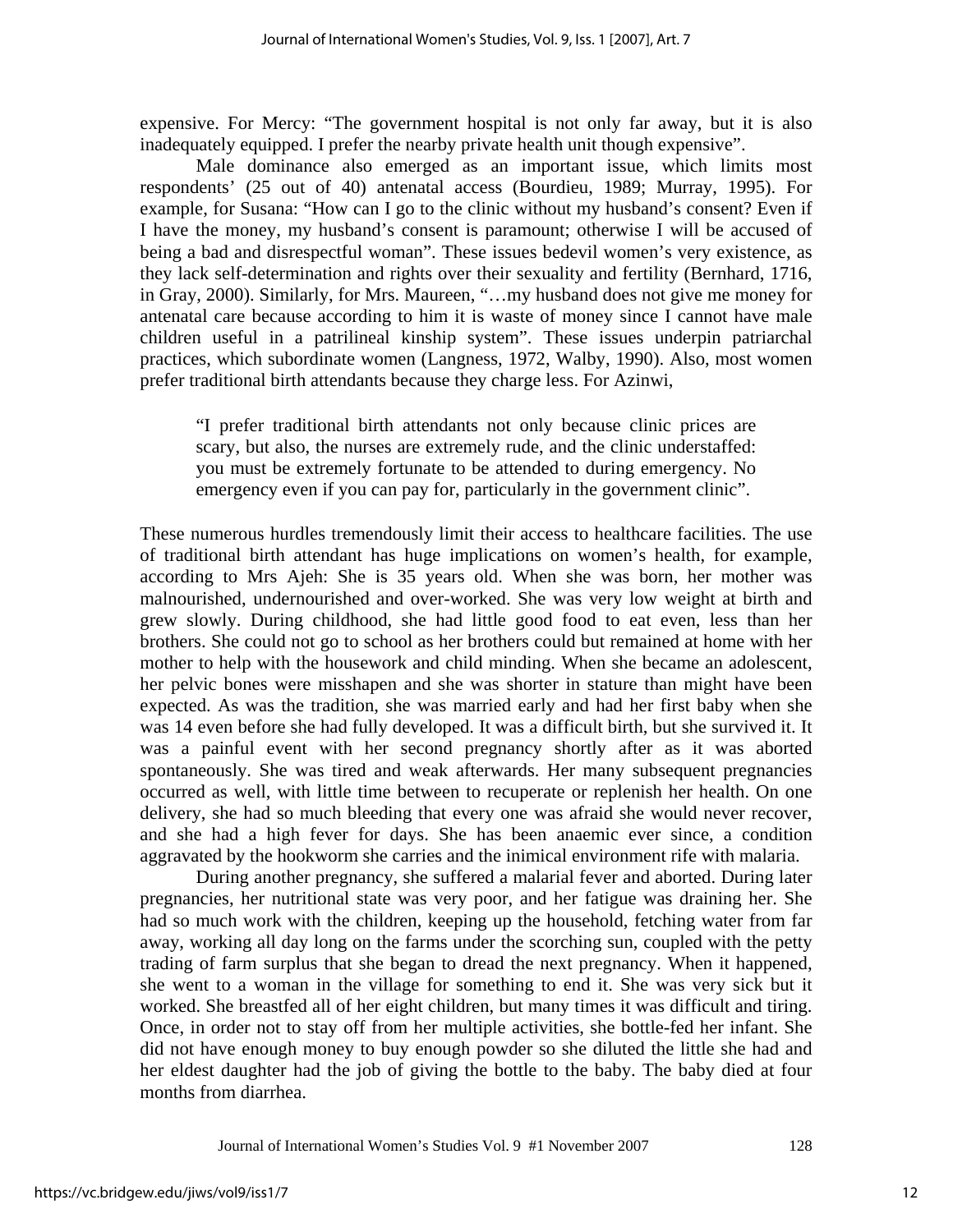expensive. For Mercy: "The government hospital is not only far away, but it is also inadequately equipped. I prefer the nearby private health unit though expensive".

Male dominance also emerged as an important issue, which limits most respondents' (25 out of 40) antenatal access (Bourdieu, 1989; Murray, 1995). For example, for Susana: "How can I go to the clinic without my husband's consent? Even if I have the money, my husband's consent is paramount; otherwise I will be accused of being a bad and disrespectful woman". These issues bedevil women's very existence, as they lack self-determination and rights over their sexuality and fertility (Bernhard, 1716, in Gray, 2000). Similarly, for Mrs. Maureen, "…my husband does not give me money for antenatal care because according to him it is waste of money since I cannot have male children useful in a patrilineal kinship system". These issues underpin patriarchal practices, which subordinate women (Langness, 1972, Walby, 1990). Also, most women prefer traditional birth attendants because they charge less. For Azinwi,

> "I prefer traditional birth attendants not only because clinic prices are scary, but also, the nurses are extremely rude, and the clinic understaffed: you must be extremely fortunate to be attended to during emergency. No emergency even if you can pay for, particularly in the government clinic".

These numerous hurdles tremendously limit their access to healthcare facilities. The use of traditional birth attendant has huge implications on women's health, for example, according to Mrs Ajeh: She is 35 years old. When she was born, her mother was malnourished, undernourished and over-worked. She was very low weight at birth and grew slowly. During childhood, she had little good food to eat even, less than her brothers. She could not go to school as her brothers could but remained at home with her mother to help with the housework and child minding. When she became an adolescent, her pelvic bones were misshapen and she was shorter in stature than might have been expected. As was the tradition, she was married early and had her first baby when she was 14 even before she had fully developed. It was a difficult birth, but she survived it. It was a painful event with her second pregnancy shortly after as it was aborted spontaneously. She was tired and weak afterwards. Her many subsequent pregnancies occurred as well, with little time between to recuperate or replenish her health. On one delivery, she had so much bleeding that every one was afraid she would never recover, and she had a high fever for days. She has been anaemic ever since, a condition aggravated by the hookworm she carries and the inimical environment rife with malaria.

During another pregnancy, she suffered a malarial fever and aborted. During later pregnancies, her nutritional state was very poor, and her fatigue was draining her. She had so much work with the children, keeping up the household, fetching water from far away, working all day long on the farms under the scorching sun, coupled with the petty trading of farm surplus that she began to dread the next pregnancy. When it happened, she went to a woman in the village for something to end it. She was very sick but it worked. She breastfed all of her eight children, but many times it was difficult and tiring. Once, in order not to stay off from her multiple activities, she bottle-fed her infant. She did not have enough money to buy enough powder so she diluted the little she had and her eldest daughter had the job of giving the bottle to the baby. The baby died at four months from diarrhea.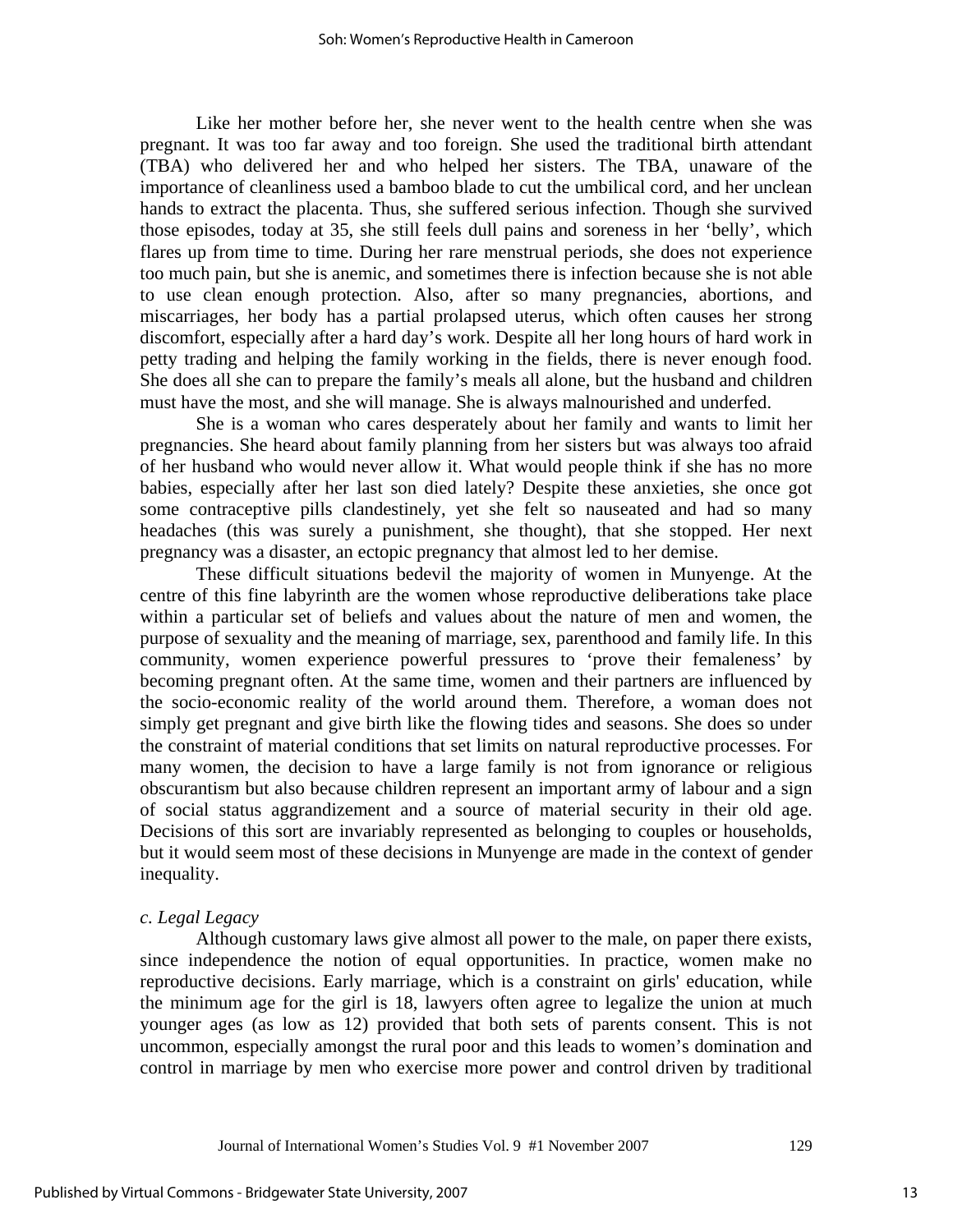Like her mother before her, she never went to the health centre when she was pregnant. It was too far away and too foreign. She used the traditional birth attendant (TBA) who delivered her and who helped her sisters. The TBA, unaware of the importance of cleanliness used a bamboo blade to cut the umbilical cord, and her unclean hands to extract the placenta. Thus, she suffered serious infection. Though she survived those episodes, today at 35, she still feels dull pains and soreness in her 'belly', which flares up from time to time. During her rare menstrual periods, she does not experience too much pain, but she is anemic, and sometimes there is infection because she is not able to use clean enough protection. Also, after so many pregnancies, abortions, and miscarriages, her body has a partial prolapsed uterus, which often causes her strong discomfort, especially after a hard day's work. Despite all her long hours of hard work in petty trading and helping the family working in the fields, there is never enough food. She does all she can to prepare the family's meals all alone, but the husband and children must have the most, and she will manage. She is always malnourished and underfed.

She is a woman who cares desperately about her family and wants to limit her pregnancies. She heard about family planning from her sisters but was always too afraid of her husband who would never allow it. What would people think if she has no more babies, especially after her last son died lately? Despite these anxieties, she once got some contraceptive pills clandestinely, yet she felt so nauseated and had so many headaches (this was surely a punishment, she thought), that she stopped. Her next pregnancy was a disaster, an ectopic pregnancy that almost led to her demise.

These difficult situations bedevil the majority of women in Munyenge. At the centre of this fine labyrinth are the women whose reproductive deliberations take place within a particular set of beliefs and values about the nature of men and women, the purpose of sexuality and the meaning of marriage, sex, parenthood and family life. In this community, women experience powerful pressures to 'prove their femaleness' by becoming pregnant often. At the same time, women and their partners are influenced by the socio-economic reality of the world around them. Therefore, a woman does not simply get pregnant and give birth like the flowing tides and seasons. She does so under the constraint of material conditions that set limits on natural reproductive processes. For many women, the decision to have a large family is not from ignorance or religious obscurantism but also because children represent an important army of labour and a sign of social status aggrandizement and a source of material security in their old age. Decisions of this sort are invariably represented as belonging to couples or households, but it would seem most of these decisions in Munyenge are made in the context of gender inequality.

*c. Legal Legacy*

Although customary laws give almost all power to the male, on paper there exists, since independence the notion of equal opportunities. In practice, women make no reproductive decisions. Early marriage, which is a constraint on girls' education, while the minimum age for the girl is 18, lawyers often agree to legalize the union at much younger ages (as low as 12) provided that both sets of parents consent. This is not uncommon, especially amongst the rural poor and this leads to women's domination and control in marriage by men who exercise more power and control driven by traditional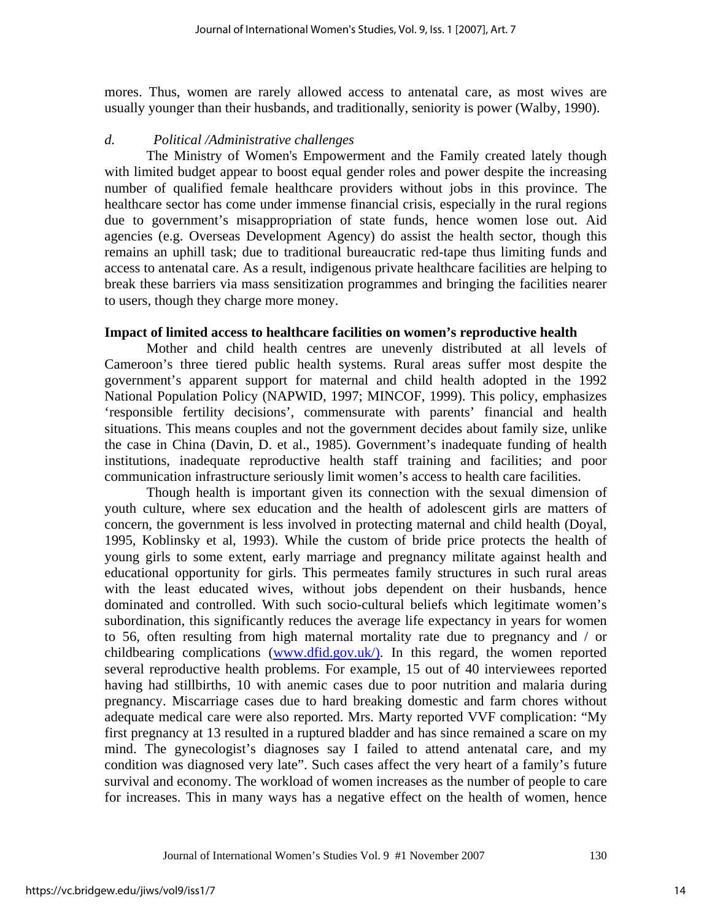mores. Thus, women are rarely allowed access to antenatal care, as most wives are usually younger than their husbands, and traditionally, seniority is power (Walby, 1990).

*d. Political /Administrative challenges*

The Ministry of Women's Empowerment and the Family created lately though with limited budget appear to boost equal gender roles and power despite the increasing number of qualified female healthcare providers without jobs in this province. The healthcare sector has come under immense financial crisis, especially in the rural regions due to government's misappropriation of state funds, hence women lose out. Aid agencies (e.g. Overseas Development Agency) do assist the health sector, though this remains an uphill task; due to traditional bureaucratic red-tape thus limiting funds and access to antenatal care. As a result, indigenous private healthcare facilities are helping to break these barriers via mass sensitization programmes and bringing the facilities nearer to users, though they charge more money.

**Impact of limited access to healthcare facilities on women's reproductive health**

Mother and child health centres are unevenly distributed at all levels of Cameroon's three tiered public health systems. Rural areas suffer most despite the government's apparent support for maternal and child health adopted in the 1992 National Population Policy (NAPWID, 1997; MINCOF, 1999). This policy, emphasizes 'responsible fertility decisions', commensurate with parents' financial and health situations. This means couples and not the government decides about family size, unlike the case in China (Davin, D. et al., 1985). Government's inadequate funding of health institutions, inadequate reproductive health staff training and facilities; and poor communication infrastructure seriously limit women's access to health care facilities.

Though health is important given its connection with the sexual dimension of youth culture, where sex education and the health of adolescent girls are matters of concern, the government is less involved in protecting maternal and child health (Doyal, 1995, Koblinsky et al, 1993). While the custom of bride price protects the health of young girls to some extent, early marriage and pregnancy militate against health and educational opportunity for girls. This permeates family structures in such rural areas with the least educated wives, without jobs dependent on their husbands, hence dominated and controlled. With such socio-cultural beliefs which legitimate women's subordination, this significantly reduces the average life expectancy in years for women to 56, often resulting from high maternal mortality rate due to pregnancy and / or childbearing complications (www.dfid.gov.uk/). In this regard, the women reported several reproductive health problems. For example, 15 out of 40 interviewees reported having had stillbirths, 10 with anemic cases due to poor nutrition and malaria during pregnancy. Miscarriage cases due to hard breaking domestic and farm chores without adequate medical care were also reported. Mrs. Marty reported VVF complication: "My first pregnancy at 13 resulted in a ruptured bladder and has since remained a scare on my mind. The gynecologist's diagnoses say I failed to attend antenatal care, and my condition was diagnosed very late". Such cases affect the very heart of a family's future survival and economy. The workload of women increases as the number of people to care for increases. This in many ways has a negative effect on the health of women, hence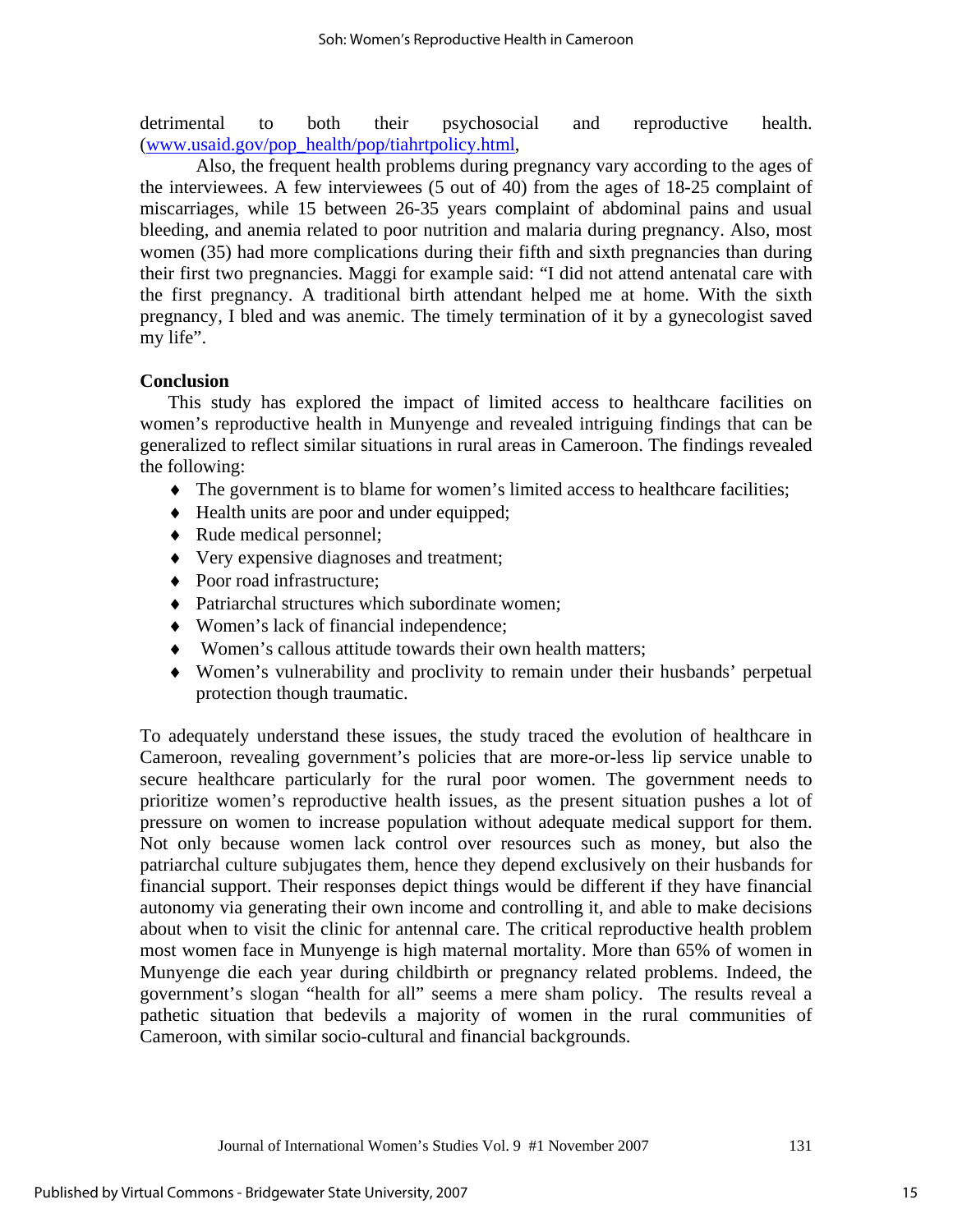detrimental to both their psychosocial and reproductive health. (www.usaid.gov/pop_health/pop/tiahrtpolicy.html,

Also, the frequent health problems during pregnancy vary according to the ages of the interviewees. A few interviewees (5 out of 40) from the ages of 18-25 complaint of miscarriages, while 15 between 26-35 years complaint of abdominal pains and usual bleeding, and anemia related to poor nutrition and malaria during pregnancy. Also, most women (35) had more complications during their fifth and sixth pregnancies than during their first two pregnancies. Maggi for example said: "I did not attend antenatal care with the first pregnancy. A traditional birth attendant helped me at home. With the sixth pregnancy, I bled and was anemic. The timely termination of it by a gynecologist saved my life".

**Conclusion**

This study has explored the impact of limited access to healthcare facilities on women's reproductive health in Munyenge and revealed intriguing findings that can be generalized to reflect similar situations in rural areas in Cameroon. The findings revealed the following:

- The government is to blame for women's limited access to healthcare facilities;
- Health units are poor and under equipped;
- Rude medical personnel;
- Very expensive diagnoses and treatment;
- Poor road infrastructure;
- Patriarchal structures which subordinate women;
- Women's lack of financial independence;
- Women's callous attitude towards their own health matters;
- Women's vulnerability and proclivity to remain under their husbands' perpetual protection though traumatic.

To adequately understand these issues, the study traced the evolution of healthcare in Cameroon, revealing government's policies that are more-or-less lip service unable to secure healthcare particularly for the rural poor women. The government needs to prioritize women's reproductive health issues, as the present situation pushes a lot of pressure on women to increase population without adequate medical support for them. Not only because women lack control over resources such as money, but also the patriarchal culture subjugates them, hence they depend exclusively on their husbands for financial support. Their responses depict things would be different if they have financial autonomy via generating their own income and controlling it, and able to make decisions about when to visit the clinic for antennal care. The critical reproductive health problem most women face in Munyenge is high maternal mortality. More than 65% of women in Munyenge die each year during childbirth or pregnancy related problems. Indeed, the government's slogan "health for all" seems a mere sham policy. The results reveal a pathetic situation that bedevils a majority of women in the rural communities of Cameroon, with similar socio-cultural and financial backgrounds.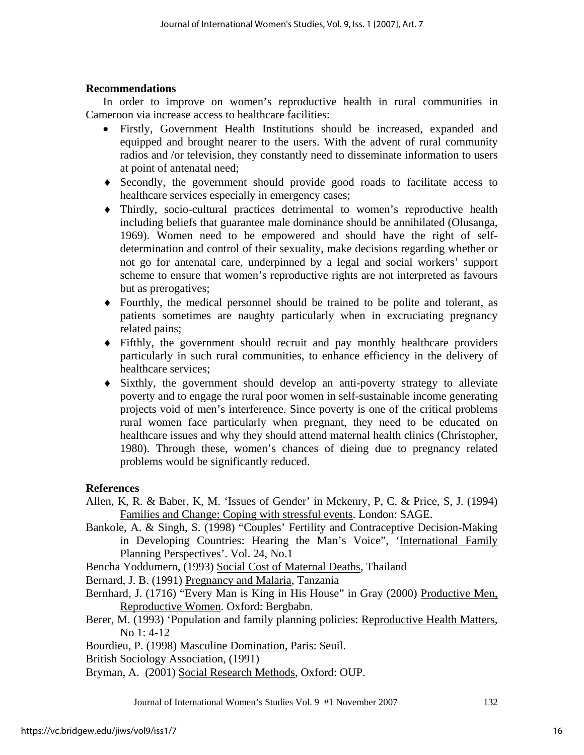**Recommendations**

In order to improve on women's reproductive health in rural communities in Cameroon via increase access to healthcare facilities:

- Firstly, Government Health Institutions should be increased, expanded and equipped and brought nearer to the users. With the advent of rural community radios and /or television, they constantly need to disseminate information to users at point of antenatal need;
- Secondly, the government should provide good roads to facilitate access to healthcare services especially in emergency cases;
- Thirdly, socio-cultural practices detrimental to women's reproductive health including beliefs that guarantee male dominance should be annihilated (Olusanga, 1969). Women need to be empowered and should have the right of self-determination and control of their sexuality, make decisions regarding whether or not go for antenatal care, underpinned by a legal and social workers' support scheme to ensure that women's reproductive rights are not interpreted as favours but as prerogatives;
- Fourthly, the medical personnel should be trained to be polite and tolerant, as patients sometimes are naughty particularly when in excruciating pregnancy related pains;
- Fifthly, the government should recruit and pay monthly healthcare providers particularly in such rural communities, to enhance efficiency in the delivery of healthcare services;
- Sixthly, the government should develop an anti-poverty strategy to alleviate poverty and to engage the rural poor women in self-sustainable income generating projects void of men's interference. Since poverty is one of the critical problems rural women face particularly when pregnant, they need to be educated on healthcare issues and why they should attend maternal health clinics (Christopher, 1980). Through these, women's chances of dieing due to pregnancy related problems would be significantly reduced.

**References**

Allen, K, R. & Baber, K, M. 'Issues of Gender' in Mckenry, P, C. & Price, S, J. (1994) Families and Change: Coping with stressful events. London: SAGE.

Bankole, A. & Singh, S. (1998) "Couples' Fertility and Contraceptive Decision-Making in Developing Countries: Hearing the Man's Voice", 'International Family Planning Perspectives'. Vol. 24, No.1

Bencha Yoddumern, (1993) Social Cost of Maternal Deaths, Thailand

Bernard, J. B. (1991) Pregnancy and Malaria, Tanzania

Bernhard, J. (1716) "Every Man is King in His House" in Gray (2000) Productive Men, Reproductive Women. Oxford: Bergbabn.

Berer, M. (1993) 'Population and family planning policies: Reproductive Health Matters, No 1: 4-12

Bourdieu, P. (1998) Masculine Domination, Paris: Seuil.

British Sociology Association, (1991)

Bryman, A. (2001) Social Research Methods, Oxford: OUP.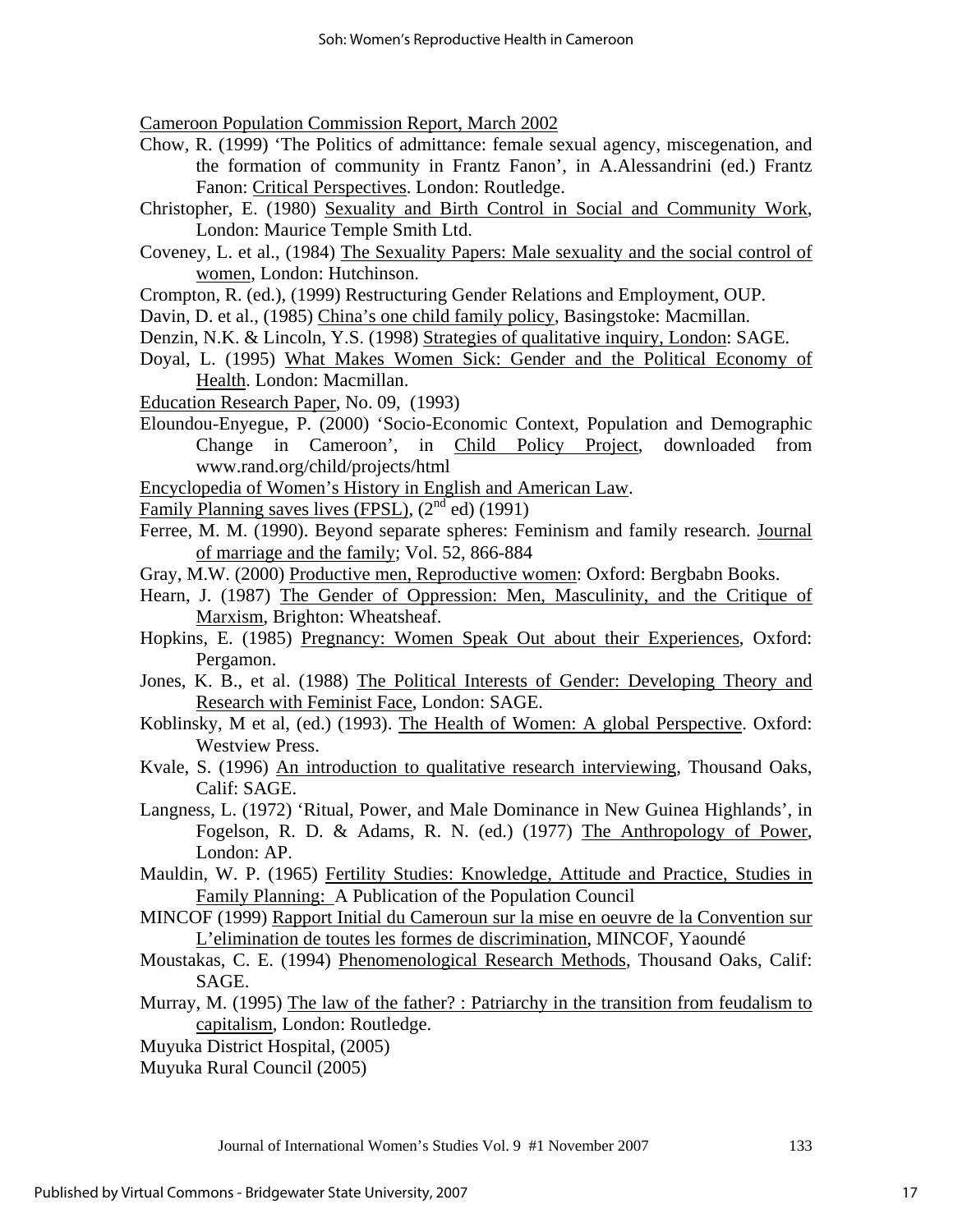Cameroon Population Commission Report, March 2002

Chow, R. (1999) 'The Politics of admittance: female sexual agency, miscegenation, and the formation of community in Frantz Fanon', in A.Alessandrini (ed.) Frantz Fanon: Critical Perspectives. London: Routledge.

Christopher, E. (1980) Sexuality and Birth Control in Social and Community Work, London: Maurice Temple Smith Ltd.

Coveney, L. et al., (1984) The Sexuality Papers: Male sexuality and the social control of women, London: Hutchinson.

Crompton, R. (ed.), (1999) Restructuring Gender Relations and Employment, OUP.

Davin, D. et al., (1985) China's one child family policy, Basingstoke: Macmillan.

Denzin, N.K. & Lincoln, Y.S. (1998) Strategies of qualitative inquiry, London: SAGE.

Doyal, L. (1995) What Makes Women Sick: Gender and the Political Economy of Health. London: Macmillan.

Education Research Paper, No. 09, (1993)

Eloundou-Enyegue, P. (2000) 'Socio-Economic Context, Population and Demographic Change in Cameroon', in Child Policy Project, downloaded from www.rand.org/child/projects/html

Encyclopedia of Women's History in English and American Law.

Family Planning saves lives (FPSL), (2nd ed) (1991)

Ferree, M. M. (1990). Beyond separate spheres: Feminism and family research. Journal of marriage and the family; Vol. 52, 866-884

Gray, M.W. (2000) Productive men, Reproductive women: Oxford: Bergbabn Books.

Hearn, J. (1987) The Gender of Oppression: Men, Masculinity, and the Critique of Marxism, Brighton: Wheatsheaf.

Hopkins, E. (1985) Pregnancy: Women Speak Out about their Experiences, Oxford: Pergamon.

Jones, K. B., et al. (1988) The Political Interests of Gender: Developing Theory and Research with Feminist Face, London: SAGE.

Koblinsky, M et al, (ed.) (1993). The Health of Women: A global Perspective. Oxford: Westview Press.

Kvale, S. (1996) An introduction to qualitative research interviewing, Thousand Oaks, Calif: SAGE.

Langness, L. (1972) 'Ritual, Power, and Male Dominance in New Guinea Highlands', in Fogelson, R. D. & Adams, R. N. (ed.) (1977) The Anthropology of Power, London: AP.

Mauldin, W. P. (1965) Fertility Studies: Knowledge, Attitude and Practice, Studies in Family Planning: A Publication of the Population Council

MINCOF (1999) Rapport Initial du Cameroun sur la mise en oeuvre de la Convention sur L'elimination de toutes les formes de discrimination, MINCOF, Yaoundé

Moustakas, C. E. (1994) Phenomenological Research Methods, Thousand Oaks, Calif: SAGE.

Murray, M. (1995) The law of the father? : Patriarchy in the transition from feudalism to capitalism, London: Routledge.

Muyuka District Hospital, (2005)

Muyuka Rural Council (2005)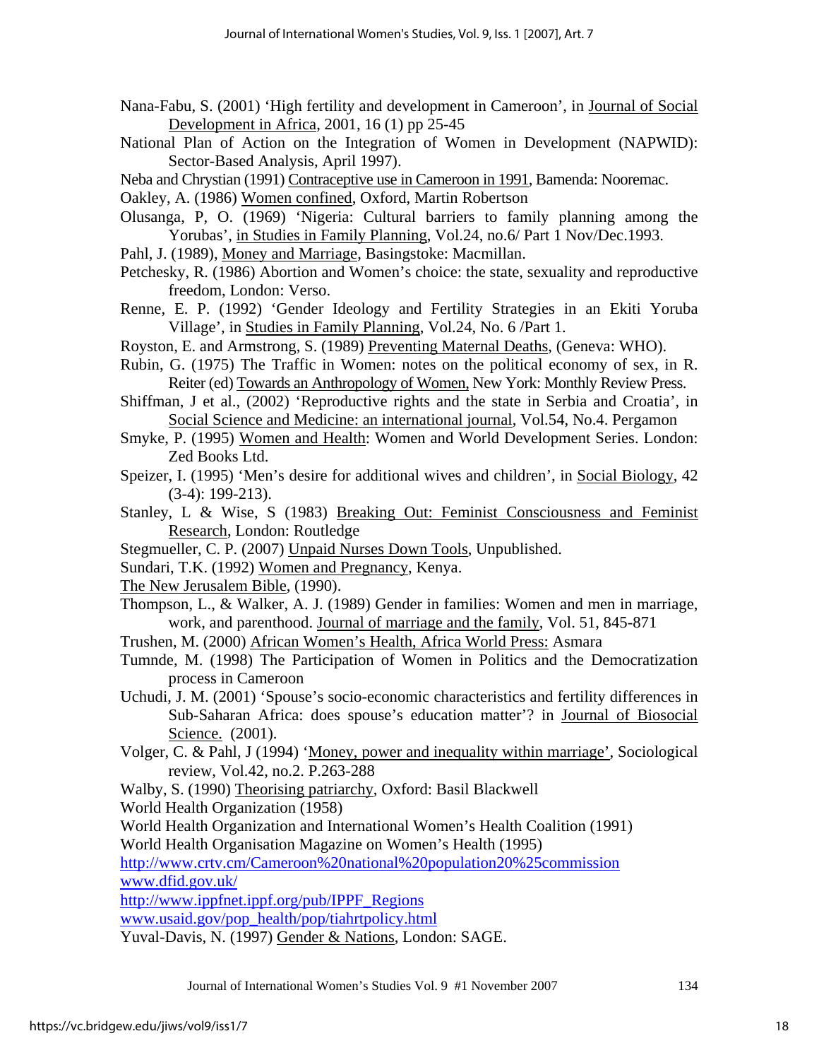Nana-Fabu, S. (2001) 'High fertility and development in Cameroon', in Journal of Social Development in Africa, 2001, 16 (1) pp 25-45

National Plan of Action on the Integration of Women in Development (NAPWID): Sector-Based Analysis, April 1997).

Neba and Chrystian (1991) Contraceptive use in Cameroon in 1991, Bamenda: Nooremac.

Oakley, A. (1986) Women confined, Oxford, Martin Robertson

Olusanga, P, O. (1969) 'Nigeria: Cultural barriers to family planning among the Yorubas', in Studies in Family Planning, Vol.24, no.6/ Part 1 Nov/Dec.1993.

Pahl, J. (1989), Money and Marriage, Basingstoke: Macmillan.

Petchesky, R. (1986) Abortion and Women's choice: the state, sexuality and reproductive freedom, London: Verso.

Renne, E. P. (1992) 'Gender Ideology and Fertility Strategies in an Ekiti Yoruba Village', in Studies in Family Planning, Vol.24, No. 6 /Part 1.

Royston, E. and Armstrong, S. (1989) Preventing Maternal Deaths, (Geneva: WHO).

Rubin, G. (1975) The Traffic in Women: notes on the political economy of sex, in R. Reiter (ed) Towards an Anthropology of Women, New York: Monthly Review Press.

Shiffman, J et al., (2002) 'Reproductive rights and the state in Serbia and Croatia', in Social Science and Medicine: an international journal, Vol.54, No.4. Pergamon

Smyke, P. (1995) Women and Health: Women and World Development Series. London: Zed Books Ltd.

Speizer, I. (1995) 'Men's desire for additional wives and children', in Social Biology, 42 (3-4): 199-213).

Stanley, L & Wise, S (1983) Breaking Out: Feminist Consciousness and Feminist Research, London: Routledge

Stegmueller, C. P. (2007) Unpaid Nurses Down Tools, Unpublished.

Sundari, T.K. (1992) Women and Pregnancy, Kenya.

The New Jerusalem Bible, (1990).

Thompson, L., & Walker, A. J. (1989) Gender in families: Women and men in marriage, work, and parenthood. Journal of marriage and the family, Vol. 51, 845-871

Trushen, M. (2000) African Women's Health, Africa World Press: Asmara

Tumnde, M. (1998) The Participation of Women in Politics and the Democratization process in Cameroon

Uchudi, J. M. (2001) 'Spouse's socio-economic characteristics and fertility differences in Sub-Saharan Africa: does spouse's education matter'? in Journal of Biosocial Science. (2001).

Volger, C. & Pahl, J (1994) 'Money, power and inequality within marriage', Sociological review, Vol.42, no.2. P.263-288

Walby, S. (1990) Theorising patriarchy, Oxford: Basil Blackwell

World Health Organization (1958)

World Health Organization and International Women's Health Coalition (1991)

World Health Organisation Magazine on Women's Health (1995)

http://www.crtv.cm/Cameroon%20national%20population20%25commission

www.dfid.gov.uk/

http://www.ippfnet.ippf.org/pub/IPPF_Regions

www.usaid.gov/pop_health/pop/tiahrtpolicy.html

Yuval-Davis, N. (1997) Gender & Nations, London: SAGE.